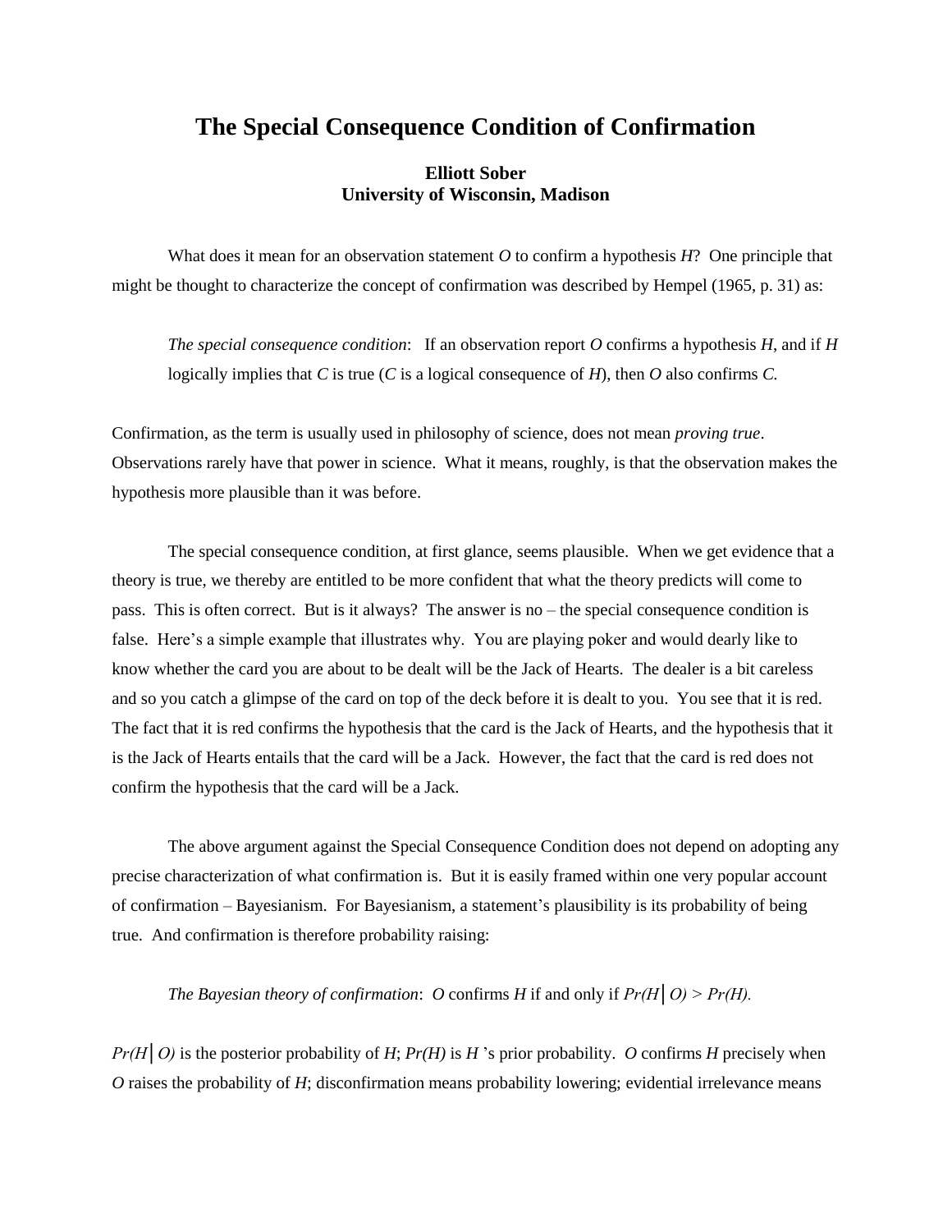# The Special Consequence Condition of Confirmation

**Elliott Sober**
**University of Wisconsin, Madison**

What does it mean for an observation statement *O* to confirm a hypothesis *H*? One principle that might be thought to characterize the concept of confirmation was described by Hempel (1965, p. 31) as:

> *The special consequence condition*: If an observation report *O* confirms a hypothesis *H*, and if *H* logically implies that *C* is true (*C* is a logical consequence of *H*), then *O* also confirms *C.*

Confirmation, as the term is usually used in philosophy of science, does not mean *proving true*. Observations rarely have that power in science. What it means, roughly, is that the observation makes the hypothesis more plausible than it was before.

The special consequence condition, at first glance, seems plausible. When we get evidence that a theory is true, we thereby are entitled to be more confident that what the theory predicts will come to pass. This is often correct. But is it always? The answer is no – the special consequence condition is false. Here's a simple example that illustrates why. You are playing poker and would dearly like to know whether the card you are about to be dealt will be the Jack of Hearts. The dealer is a bit careless and so you catch a glimpse of the card on top of the deck before it is dealt to you. You see that it is red. The fact that it is red confirms the hypothesis that the card is the Jack of Hearts, and the hypothesis that it is the Jack of Hearts entails that the card will be a Jack. However, the fact that the card is red does not confirm the hypothesis that the card will be a Jack.

The above argument against the Special Consequence Condition does not depend on adopting any precise characterization of what confirmation is. But it is easily framed within one very popular account of confirmation – Bayesianism. For Bayesianism, a statement's plausibility is its probability of being true. And confirmation is therefore probability raising:

> *The Bayesian theory of confirmation*: *O* confirms *H* if and only if $Pr(H \mid O) > Pr(H)$.

$Pr(H \mid O)$ is the posterior probability of *H*; $Pr(H)$ is *H* 's prior probability. *O* confirms *H* precisely when *O* raises the probability of *H*; disconfirmation means probability lowering; evidential irrelevance means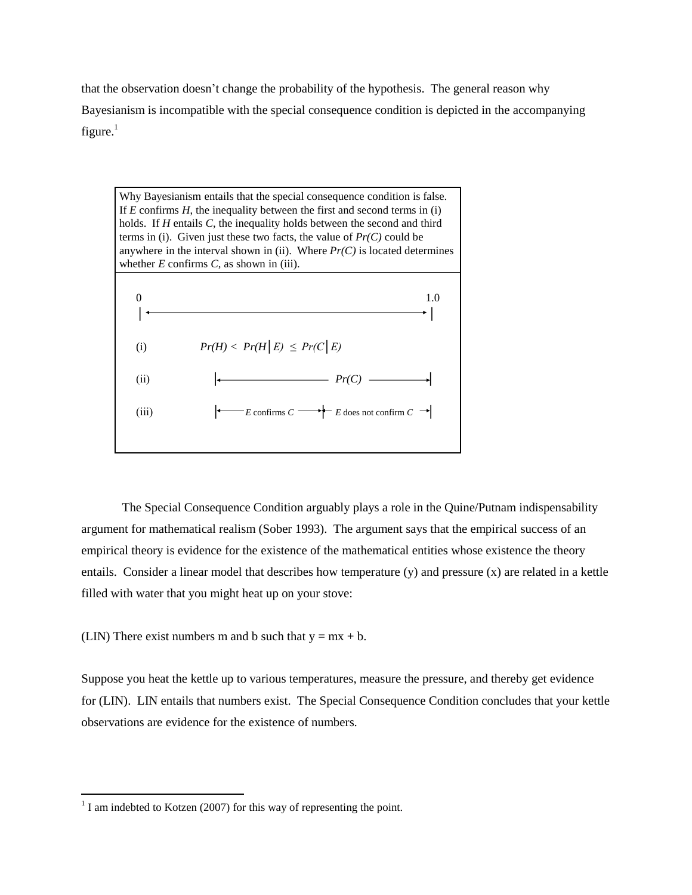that the observation doesn't change the probability of the hypothesis. The general reason why Bayesianism is incompatible with the special consequence condition is depicted in the accompanying figure.[1]

> Why Bayesianism entails that the special consequence condition is false. If *E* confirms *H*, the inequality between the first and second terms in (i) holds. If *H* entails *C*, the inequality holds between the second and third terms in (i). Given just these two facts, the value of *Pr(C)* could be anywhere in the interval shown in (ii). Where *Pr(C)* is located determines whether *E* confirms *C*, as shown in (iii).
>
> 0 |←————————————————→| 1.0
>
> (i) $Pr(H) < Pr(H \mid E) \leq Pr(C \mid E)$
>
> (ii) |←———— $Pr(C)$ ————→|
>
> (iii) |←— *E* confirms *C* —→|← *E* does not confirm *C* →|

The Special Consequence Condition arguably plays a role in the Quine/Putnam indispensability argument for mathematical realism (Sober 1993). The argument says that the empirical success of an empirical theory is evidence for the existence of the mathematical entities whose existence the theory entails. Consider a linear model that describes how temperature (y) and pressure (x) are related in a kettle filled with water that you might heat up on your stove:

(LIN) There exist numbers m and b such that $y = mx + b$.

Suppose you heat the kettle up to various temperatures, measure the pressure, and thereby get evidence for (LIN). LIN entails that numbers exist. The Special Consequence Condition concludes that your kettle observations are evidence for the existence of numbers.

---

[1] I am indebted to Kotzen (2007) for this way of representing the point.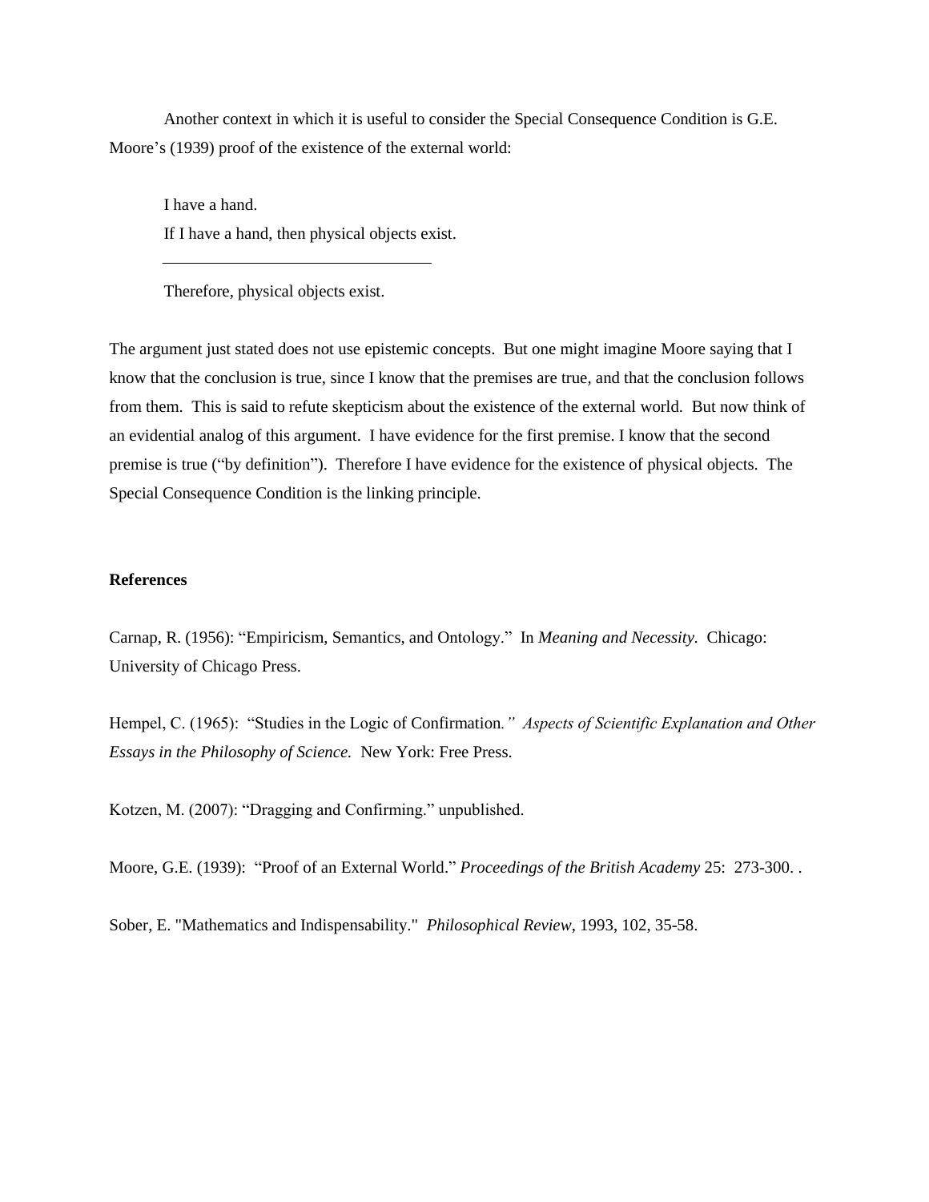Another context in which it is useful to consider the Special Consequence Condition is G.E. Moore's (1939) proof of the existence of the external world:

> I have a hand.
> If I have a hand, then physical objects exist.
> 
> ---
> 
> Therefore, physical objects exist.

The argument just stated does not use epistemic concepts. But one might imagine Moore saying that I know that the conclusion is true, since I know that the premises are true, and that the conclusion follows from them. This is said to refute skepticism about the existence of the external world. But now think of an evidential analog of this argument. I have evidence for the first premise. I know that the second premise is true ("by definition"). Therefore I have evidence for the existence of physical objects. The Special Consequence Condition is the linking principle.

**References**

Carnap, R. (1956): "Empiricism, Semantics, and Ontology." In *Meaning and Necessity.* Chicago: University of Chicago Press.

Hempel, C. (1965): "Studies in the Logic of Confirmation*." Aspects of Scientific Explanation and Other Essays in the Philosophy of Science.* New York: Free Press.

Kotzen, M. (2007): "Dragging and Confirming." unpublished.

Moore, G.E. (1939): "Proof of an External World." *Proceedings of the British Academy* 25: 273-300. .

Sober, E. "Mathematics and Indispensability." *Philosophical Review*, 1993, 102, 35-58.